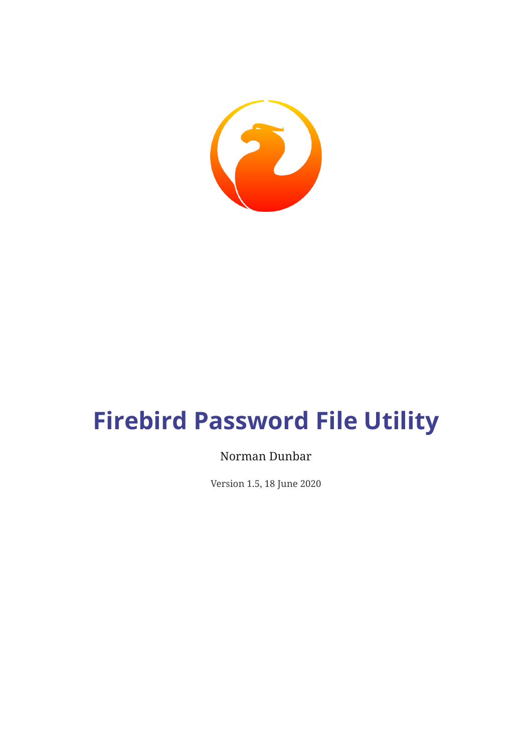# Firebird Password File Utility

Norman Dunbar

Version 1.5, 18 June 2020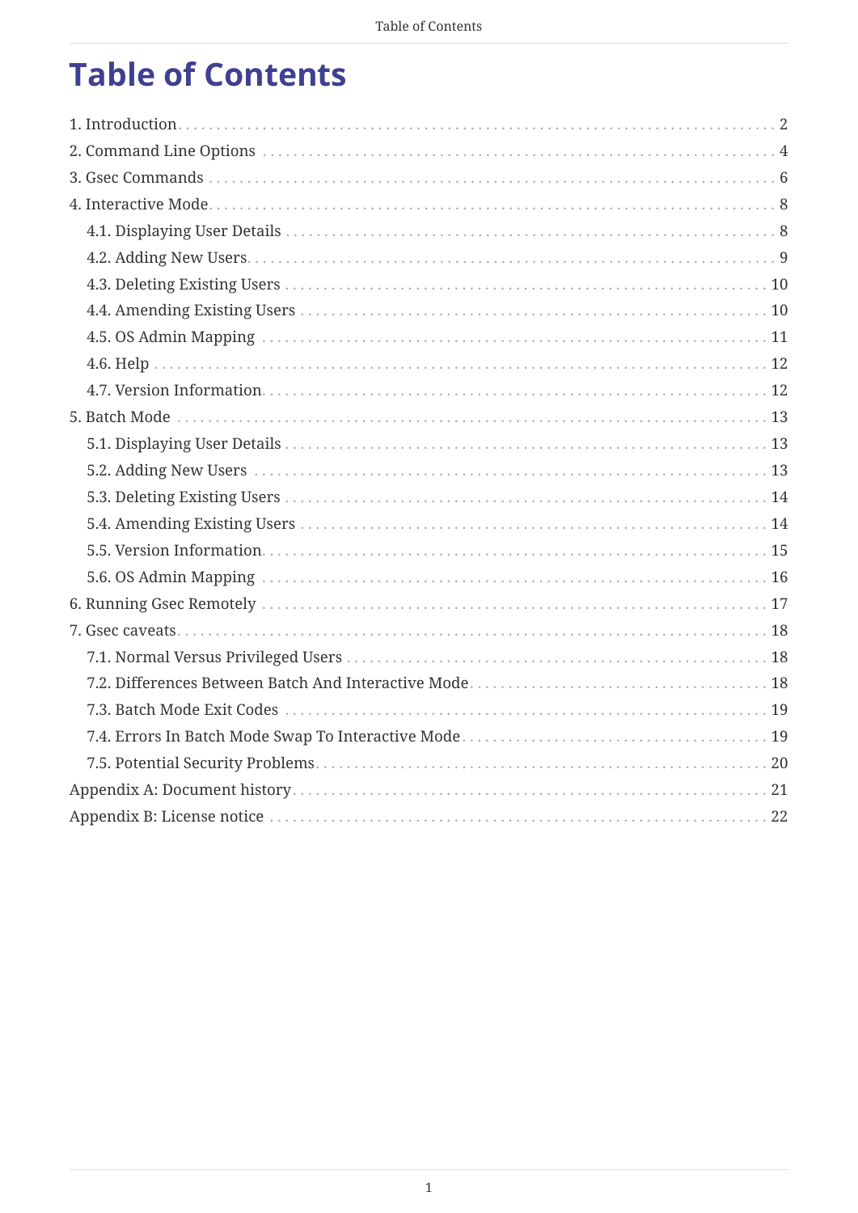# Table of Contents

1. Introduction . . . 2
2. Command Line Options . . . 4
3. Gsec Commands . . . 6
4. Interactive Mode . . . 8
   - 4.1. Displaying User Details . . . 8
   - 4.2. Adding New Users . . . 9
   - 4.3. Deleting Existing Users . . . 10
   - 4.4. Amending Existing Users . . . 10
   - 4.5. OS Admin Mapping . . . 11
   - 4.6. Help . . . 12
   - 4.7. Version Information . . . 12
5. Batch Mode . . . 13
   - 5.1. Displaying User Details . . . 13
   - 5.2. Adding New Users . . . 13
   - 5.3. Deleting Existing Users . . . 14
   - 5.4. Amending Existing Users . . . 14
   - 5.5. Version Information . . . 15
   - 5.6. OS Admin Mapping . . . 16
6. Running Gsec Remotely . . . 17
7. Gsec caveats . . . 18
   - 7.1. Normal Versus Privileged Users . . . 18
   - 7.2. Differences Between Batch And Interactive Mode . . . 18
   - 7.3. Batch Mode Exit Codes . . . 19
   - 7.4. Errors In Batch Mode Swap To Interactive Mode . . . 19
   - 7.5. Potential Security Problems . . . 20

Appendix A: Document history . . . 21

Appendix B: License notice . . . 22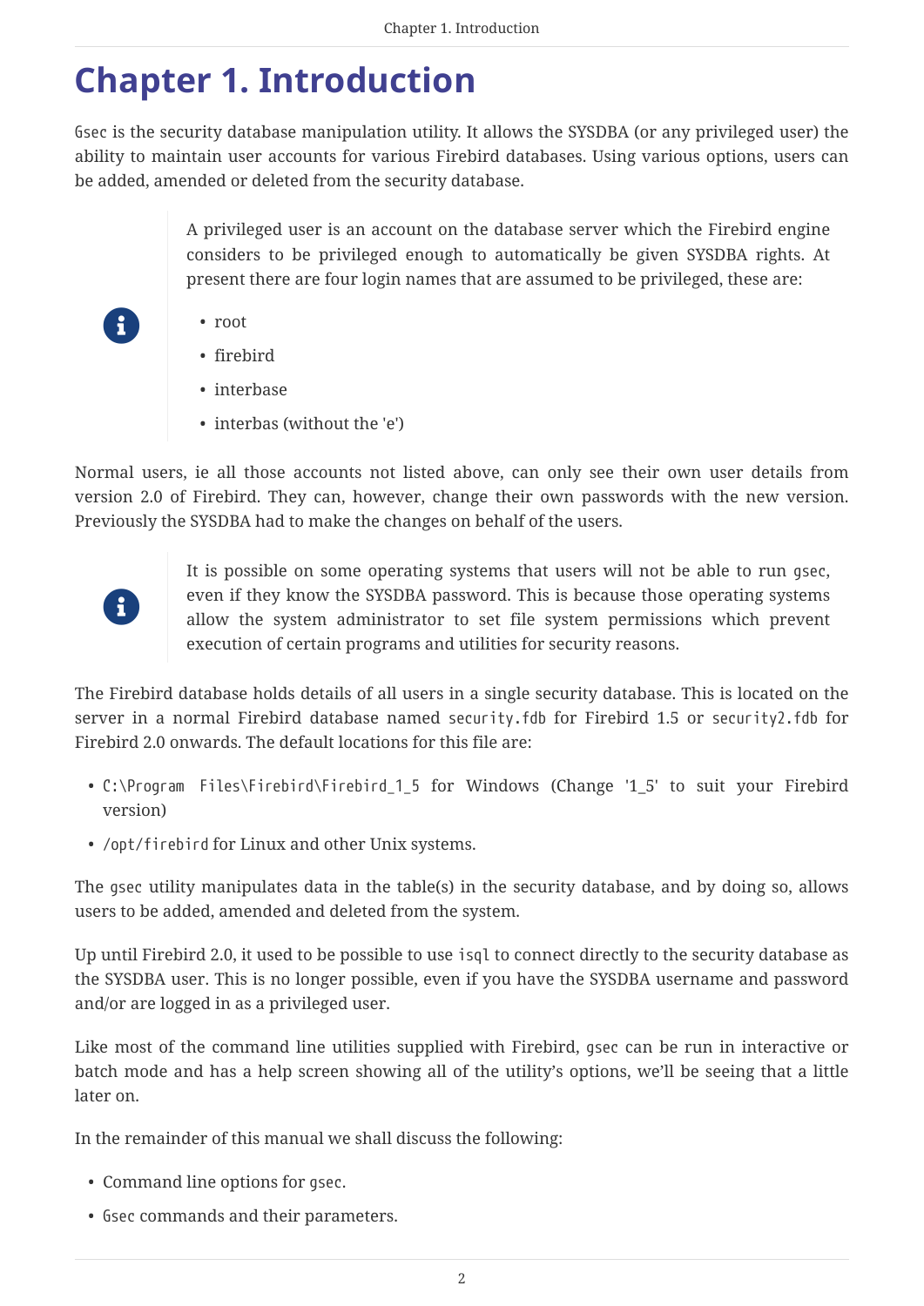# Chapter 1. Introduction

`Gsec` is the security database manipulation utility. It allows the SYSDBA (or any privileged user) the ability to maintain user accounts for various Firebird databases. Using various options, users can be added, amended or deleted from the security database.

> A privileged user is an account on the database server which the Firebird engine considers to be privileged enough to automatically be given SYSDBA rights. At present there are four login names that are assumed to be privileged, these are:
>
> - root
> - firebird
> - interbase
> - interbas (without the 'e')

Normal users, ie all those accounts not listed above, can only see their own user details from version 2.0 of Firebird. They can, however, change their own passwords with the new version. Previously the SYSDBA had to make the changes on behalf of the users.

> It is possible on some operating systems that users will not be able to run `gsec`, even if they know the SYSDBA password. This is because those operating systems allow the system administrator to set file system permissions which prevent execution of certain programs and utilities for security reasons.

The Firebird database holds details of all users in a single security database. This is located on the server in a normal Firebird database named `security.fdb` for Firebird 1.5 or `security2.fdb` for Firebird 2.0 onwards. The default locations for this file are:

- `C:\Program Files\Firebird\Firebird_1_5` for Windows (Change '1_5' to suit your Firebird version)
- `/opt/firebird` for Linux and other Unix systems.

The `gsec` utility manipulates data in the table(s) in the security database, and by doing so, allows users to be added, amended and deleted from the system.

Up until Firebird 2.0, it used to be possible to use `isql` to connect directly to the security database as the SYSDBA user. This is no longer possible, even if you have the SYSDBA username and password and/or are logged in as a privileged user.

Like most of the command line utilities supplied with Firebird, `gsec` can be run in interactive or batch mode and has a help screen showing all of the utility's options, we'll be seeing that a little later on.

In the remainder of this manual we shall discuss the following:

- Command line options for `gsec`.
- `Gsec` commands and their parameters.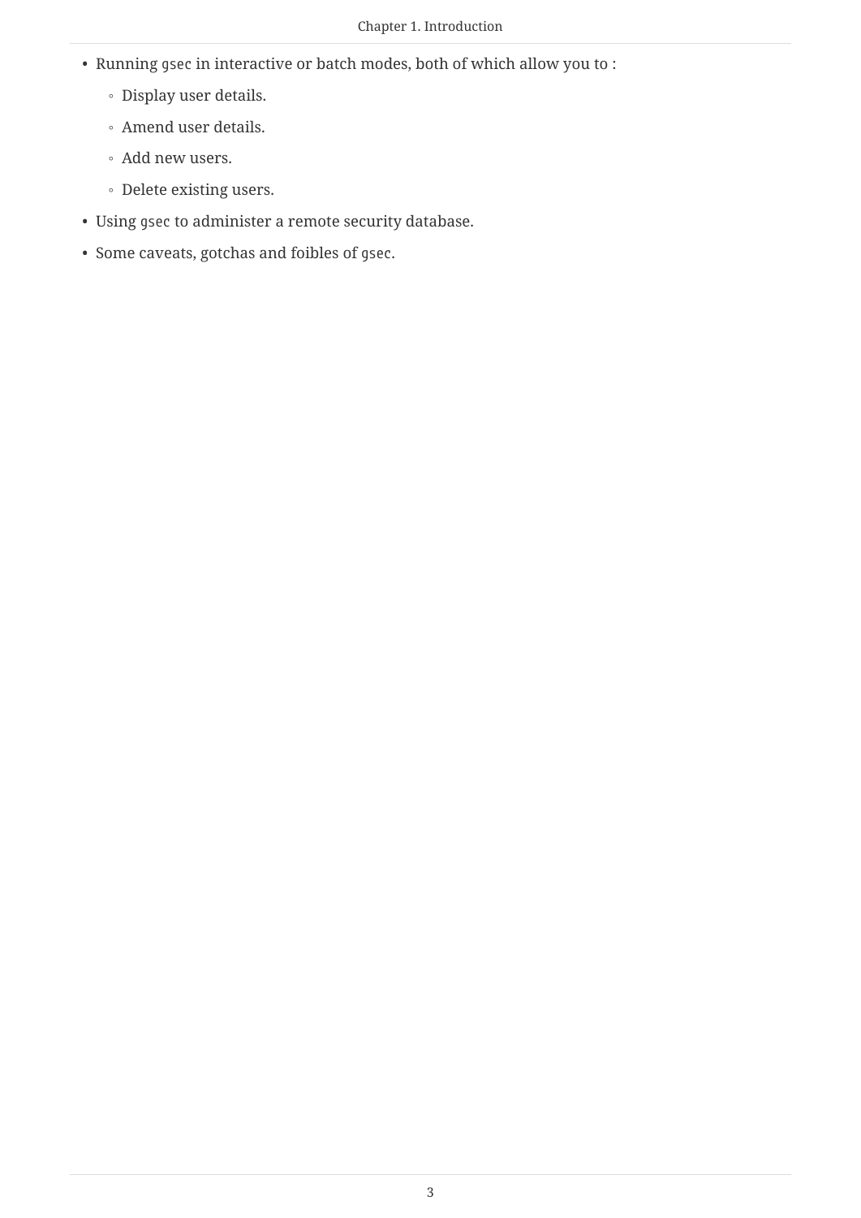- Running `gsec` in interactive or batch modes, both of which allow you to :
  - Display user details.
  - Amend user details.
  - Add new users.
  - Delete existing users.
- Using `gsec` to administer a remote security database.
- Some caveats, gotchas and foibles of `gsec`.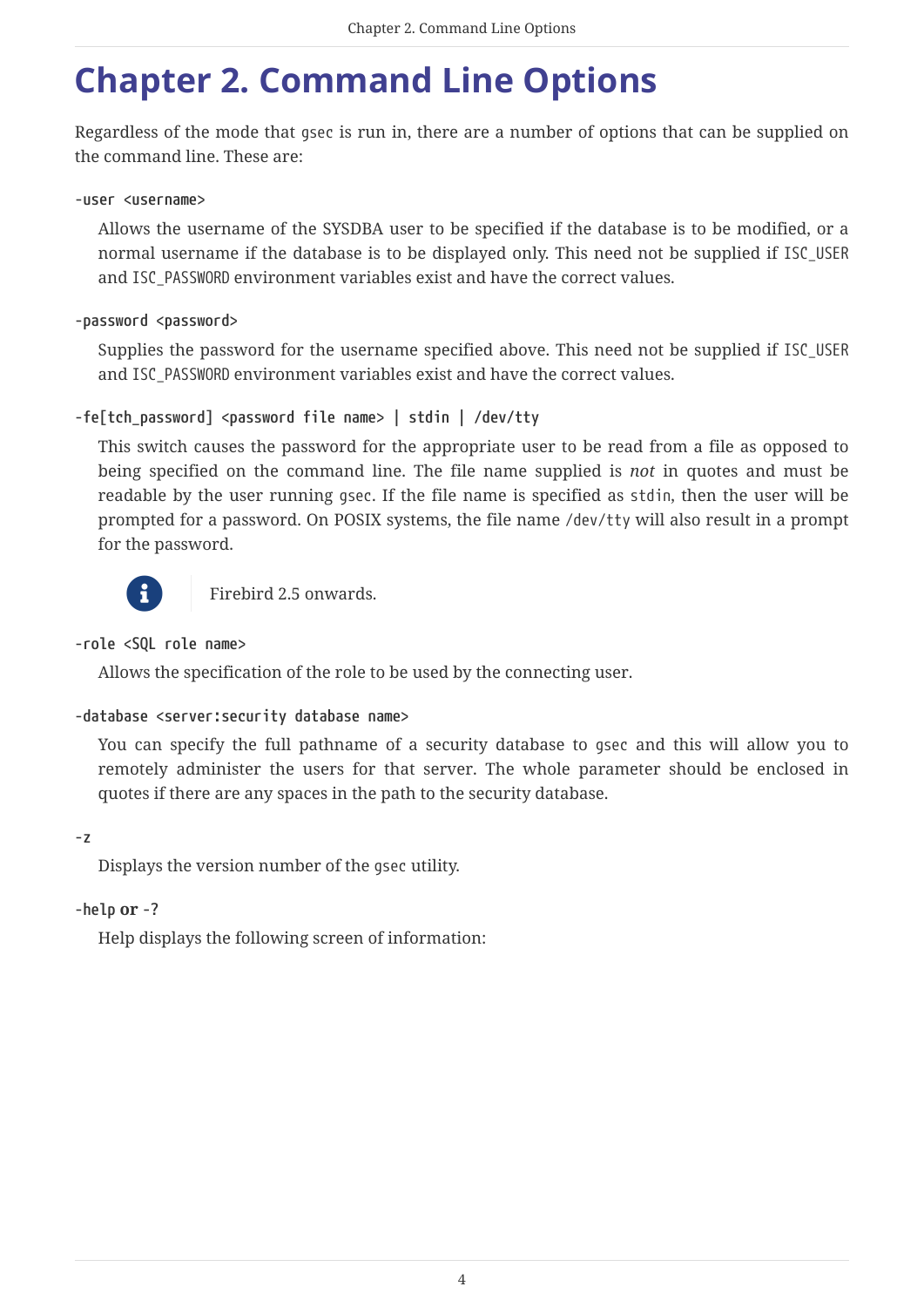# Chapter 2. Command Line Options

Regardless of the mode that `gsec` is run in, there are a number of options that can be supplied on the command line. These are:

**`-user <username>`**

Allows the username of the SYSDBA user to be specified if the database is to be modified, or a normal username if the database is to be displayed only. This need not be supplied if `ISC_USER` and `ISC_PASSWORD` environment variables exist and have the correct values.

**`-password <password>`**

Supplies the password for the username specified above. This need not be supplied if `ISC_USER` and `ISC_PASSWORD` environment variables exist and have the correct values.

**`-fe[tch_password] <password file name> | stdin | /dev/tty`**

This switch causes the password for the appropriate user to be read from a file as opposed to being specified on the command line. The file name supplied is *not* in quotes and must be readable by the user running `gsec`. If the file name is specified as `stdin`, then the user will be prompted for a password. On POSIX systems, the file name `/dev/tty` will also result in a prompt for the password.

> Firebird 2.5 onwards.

**`-role <SQL role name>`**

Allows the specification of the role to be used by the connecting user.

**`-database <server:security database name>`**

You can specify the full pathname of a security database to `gsec` and this will allow you to remotely administer the users for that server. The whole parameter should be enclosed in quotes if there are any spaces in the path to the security database.

**`-z`**

Displays the version number of the `gsec` utility.

**`-help` or `-?`**

Help displays the following screen of information: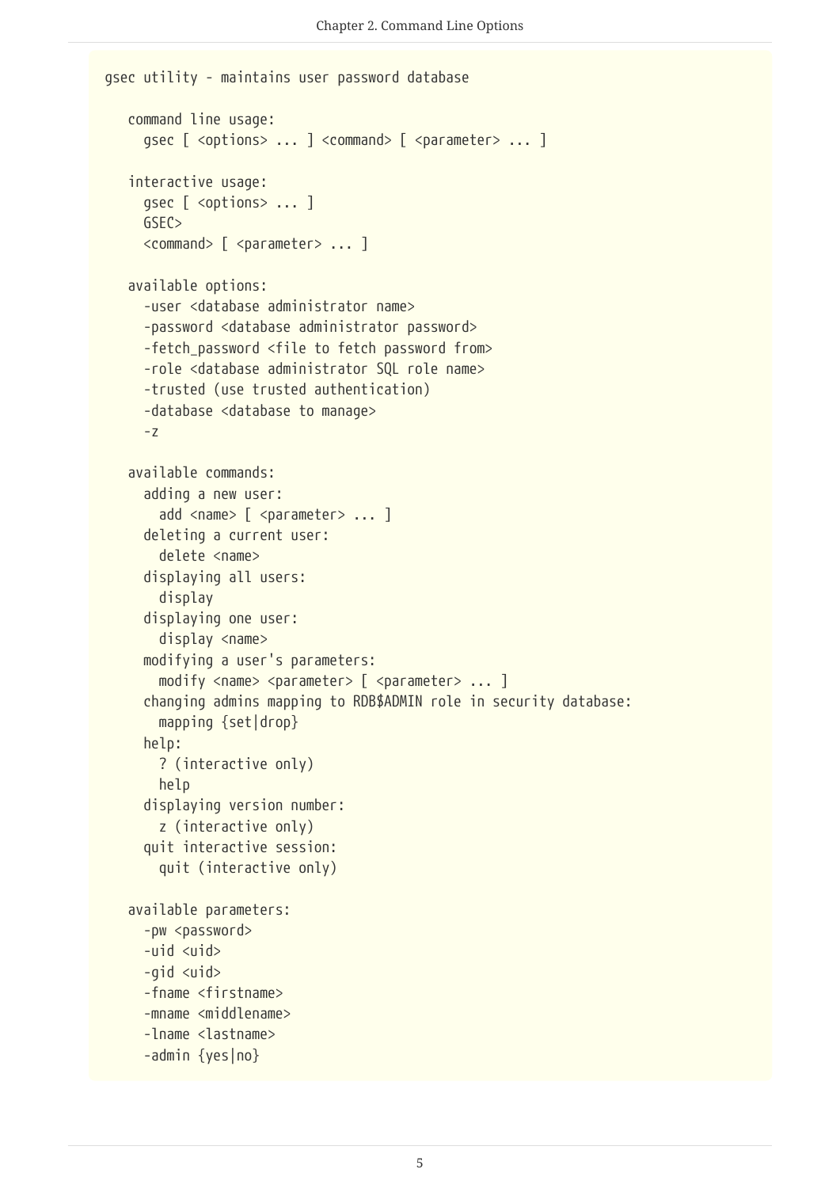```
gsec utility - maintains user password database

   command line usage:
     gsec [ <options> ... ] <command> [ <parameter> ... ]

   interactive usage:
     gsec [ <options> ... ]
     GSEC>
     <command> [ <parameter> ... ]

   available options:
     -user <database administrator name>
     -password <database administrator password>
     -fetch_password <file to fetch password from>
     -role <database administrator SQL role name>
     -trusted (use trusted authentication)
     -database <database to manage>
     -z

   available commands:
     adding a new user:
       add <name> [ <parameter> ... ]
     deleting a current user:
       delete <name>
     displaying all users:
       display
     displaying one user:
       display <name>
     modifying a user's parameters:
       modify <name> <parameter> [ <parameter> ... ]
     changing admins mapping to RDB$ADMIN role in security database:
       mapping {set|drop}
     help:
       ? (interactive only)
       help
     displaying version number:
       z (interactive only)
     quit interactive session:
       quit (interactive only)

   available parameters:
     -pw <password>
     -uid <uid>
     -gid <uid>
     -fname <firstname>
     -mname <middlename>
     -lname <lastname>
     -admin {yes|no}
```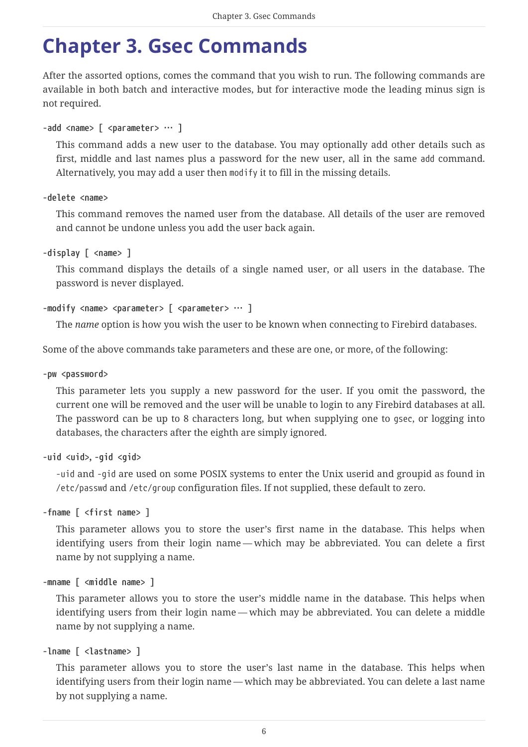# Chapter 3. Gsec Commands

After the assorted options, comes the command that you wish to run. The following commands are available in both batch and interactive modes, but for interactive mode the leading minus sign is not required.

**`-add <name> [ <parameter> … ]`**

This command adds a new user to the database. You may optionally add other details such as first, middle and last names plus a password for the new user, all in the same `add` command. Alternatively, you may add a user then `modify` it to fill in the missing details.

**`-delete <name>`**

This command removes the named user from the database. All details of the user are removed and cannot be undone unless you add the user back again.

**`-display [ <name> ]`**

This command displays the details of a single named user, or all users in the database. The password is never displayed.

**`-modify <name> <parameter> [ <parameter> … ]`**

The *name* option is how you wish the user to be known when connecting to Firebird databases.

Some of the above commands take parameters and these are one, or more, of the following:

**`-pw <password>`**

This parameter lets you supply a new password for the user. If you omit the password, the current one will be removed and the user will be unable to login to any Firebird databases at all. The password can be up to 8 characters long, but when supplying one to `gsec`, or logging into databases, the characters after the eighth are simply ignored.

**`-uid <uid>`, `-gid <gid>`**

`-uid` and `-gid` are used on some POSIX systems to enter the Unix userid and groupid as found in `/etc/passwd` and `/etc/group` configuration files. If not supplied, these default to zero.

**`-fname [ <first name> ]`**

This parameter allows you to store the user's first name in the database. This helps when identifying users from their login name — which may be abbreviated. You can delete a first name by not supplying a name.

**`-mname [ <middle name> ]`**

This parameter allows you to store the user's middle name in the database. This helps when identifying users from their login name — which may be abbreviated. You can delete a middle name by not supplying a name.

**`-lname [ <lastname> ]`**

This parameter allows you to store the user's last name in the database. This helps when identifying users from their login name — which may be abbreviated. You can delete a last name by not supplying a name.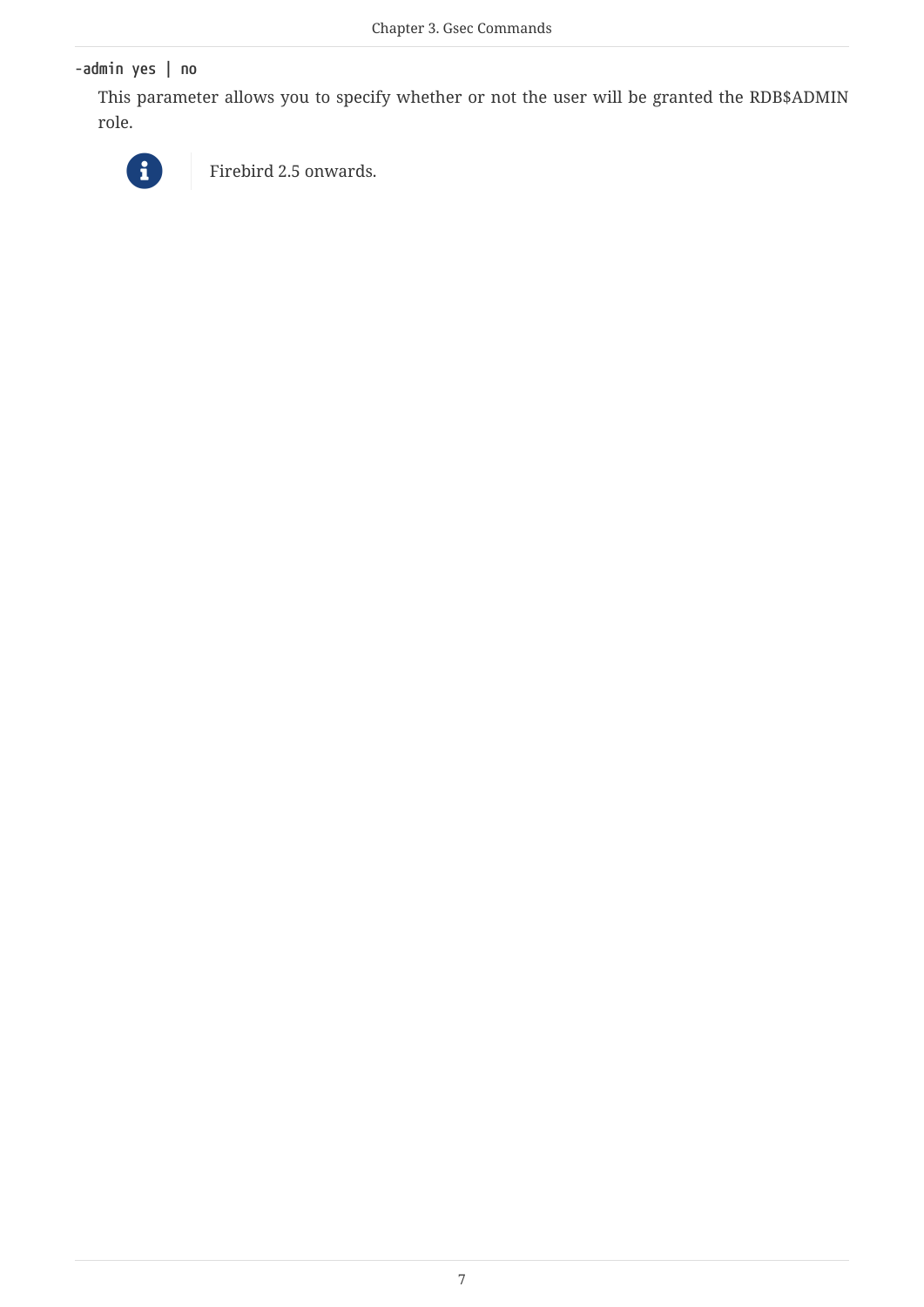**`-admin yes | no`**

This parameter allows you to specify whether or not the user will be granted the RDB$ADMIN role.

> **Note:** Firebird 2.5 onwards.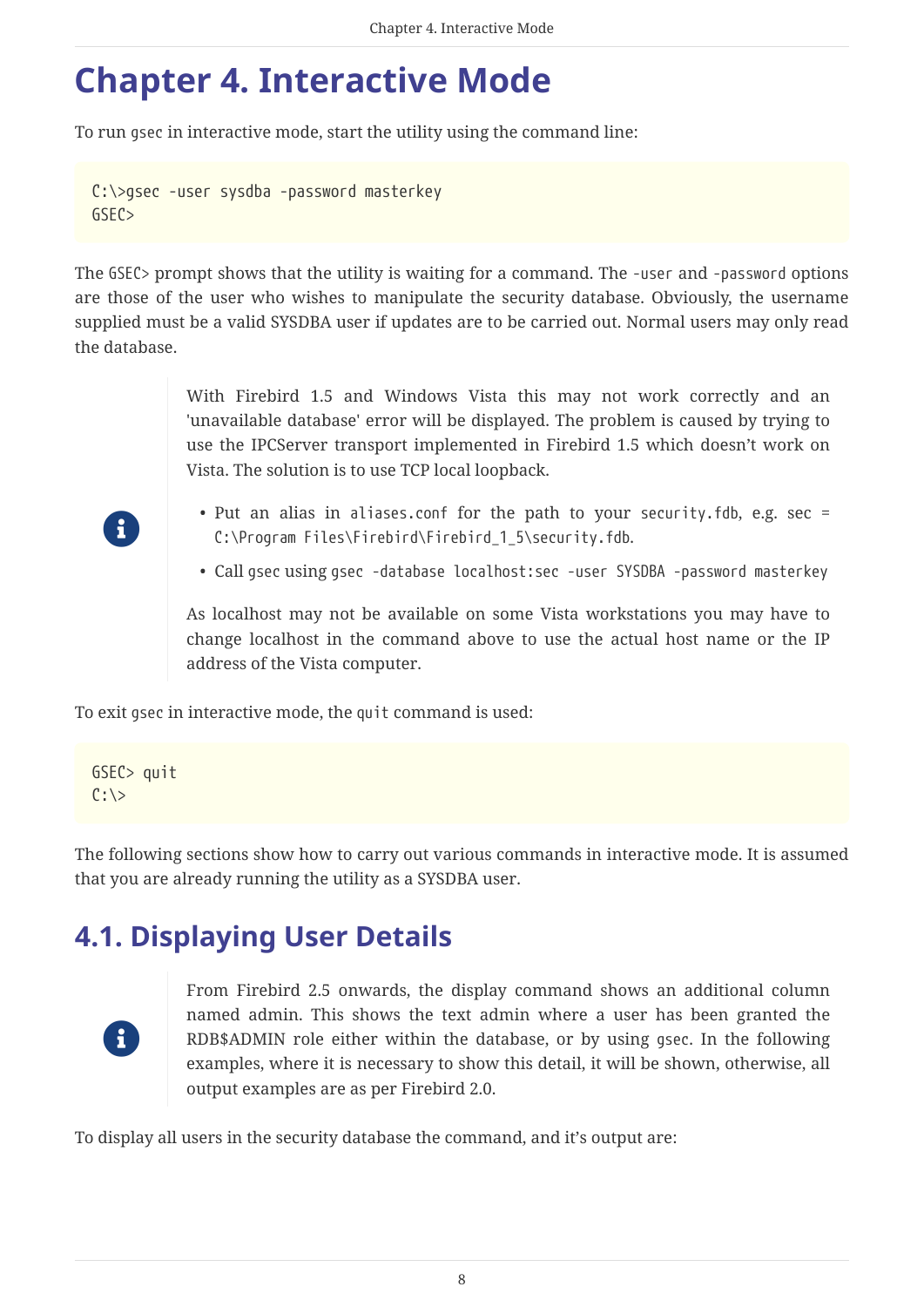# Chapter 4. Interactive Mode

To run `gsec` in interactive mode, start the utility using the command line:

```
C:\>gsec -user sysdba -password masterkey
GSEC>
```

The `GSEC>` prompt shows that the utility is waiting for a command. The `-user` and `-password` options are those of the user who wishes to manipulate the security database. Obviously, the username supplied must be a valid SYSDBA user if updates are to be carried out. Normal users may only read the database.

> With Firebird 1.5 and Windows Vista this may not work correctly and an 'unavailable database' error will be displayed. The problem is caused by trying to use the IPCServer transport implemented in Firebird 1.5 which doesn't work on Vista. The solution is to use TCP local loopback.
>
> - Put an alias in `aliases.conf` for the path to your `security.fdb`, e.g. `sec = C:\Program Files\Firebird\Firebird_1_5\security.fdb`.
> - Call `gsec` using `gsec -database localhost:sec -user SYSDBA -password masterkey`
>
> As localhost may not be available on some Vista workstations you may have to change localhost in the command above to use the actual host name or the IP address of the Vista computer.

To exit `gsec` in interactive mode, the `quit` command is used:

```
GSEC> quit
C:\>
```

The following sections show how to carry out various commands in interactive mode. It is assumed that you are already running the utility as a SYSDBA user.

## 4.1. Displaying User Details

> From Firebird 2.5 onwards, the display command shows an additional column named admin. This shows the text admin where a user has been granted the RDB$ADMIN role either within the database, or by using `gsec`. In the following examples, where it is necessary to show this detail, it will be shown, otherwise, all output examples are as per Firebird 2.0.

To display all users in the security database the command, and it's output are: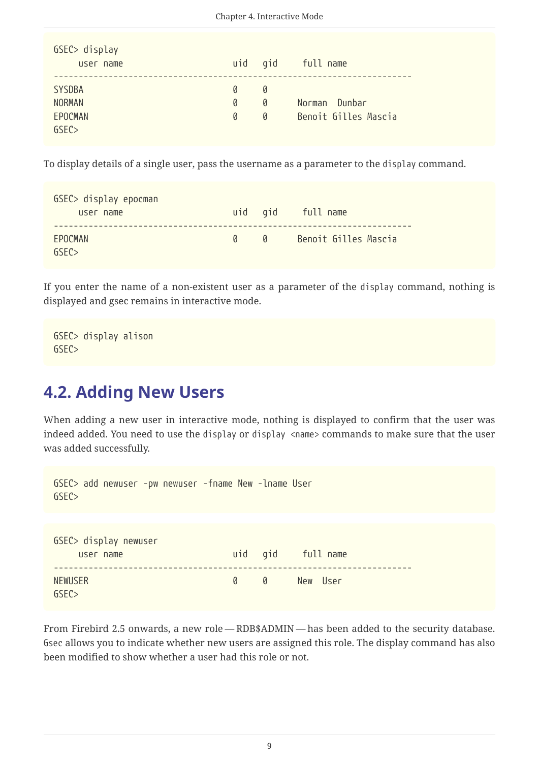```
GSEC> display
     user name                    uid   gid     full name
------------------------------------------------------------------------
SYSDBA                            0     0
NORMAN                            0     0      Norman  Dunbar
EPOCMAN                           0     0      Benoit Gilles Mascia
GSEC>
```

To display details of a single user, pass the username as a parameter to the `display` command.

```
GSEC> display epocman
     user name                    uid   gid     full name
------------------------------------------------------------------------
EPOCMAN                           0     0      Benoit Gilles Mascia
GSEC>
```

If you enter the name of a non-existent user as a parameter of the `display` command, nothing is displayed and gsec remains in interactive mode.

```
GSEC> display alison
GSEC>
```

## 4.2. Adding New Users

When adding a new user in interactive mode, nothing is displayed to confirm that the user was indeed added. You need to use the `display` or `display <name>` commands to make sure that the user was added successfully.

```
GSEC> add newuser -pw newuser -fname New -lname User
GSEC>
```

```
GSEC> display newuser
     user name                    uid   gid     full name
------------------------------------------------------------------------
NEWUSER                           0     0      New  User
GSEC>
```

From Firebird 2.5 onwards, a new role — RDB$ADMIN — has been added to the security database. `Gsec` allows you to indicate whether new users are assigned this role. The display command has also been modified to show whether a user had this role or not.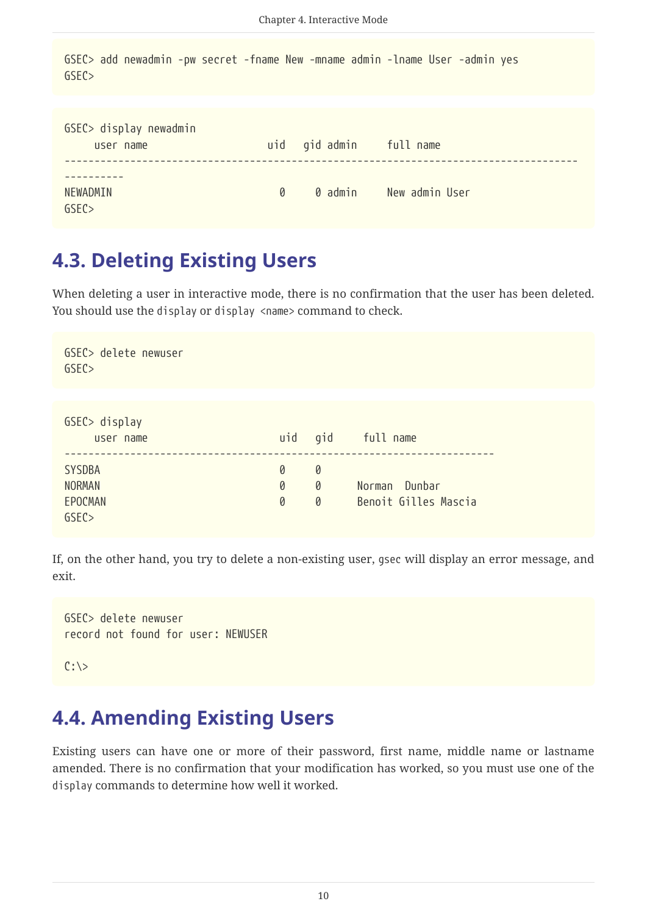```
GSEC> add newadmin -pw secret -fname New -mname admin -lname User -admin yes
GSEC>
```

```
GSEC> display newadmin
     user name                    uid   gid admin     full name
--------------------------------------------------------------------------------------
----------
NEWADMIN                            0     0 admin     New admin User
GSEC>
```

## 4.3. Deleting Existing Users

When deleting a user in interactive mode, there is no confirmation that the user has been deleted. You should use the `display` or `display <name>` command to check.

```
GSEC> delete newuser
GSEC>
```

```
GSEC> display
     user name                      uid   gid     full name
------------------------------------------------------------------------
SYSDBA                              0     0
NORMAN                              0     0      Norman  Dunbar
EPOCMAN                             0     0      Benoit Gilles Mascia
GSEC>
```

If, on the other hand, you try to delete a non-existing user, `gsec` will display an error message, and exit.

```
GSEC> delete newuser
record not found for user: NEWUSER

C:\>
```

## 4.4. Amending Existing Users

Existing users can have one or more of their password, first name, middle name or lastname amended. There is no confirmation that your modification has worked, so you must use one of the `display` commands to determine how well it worked.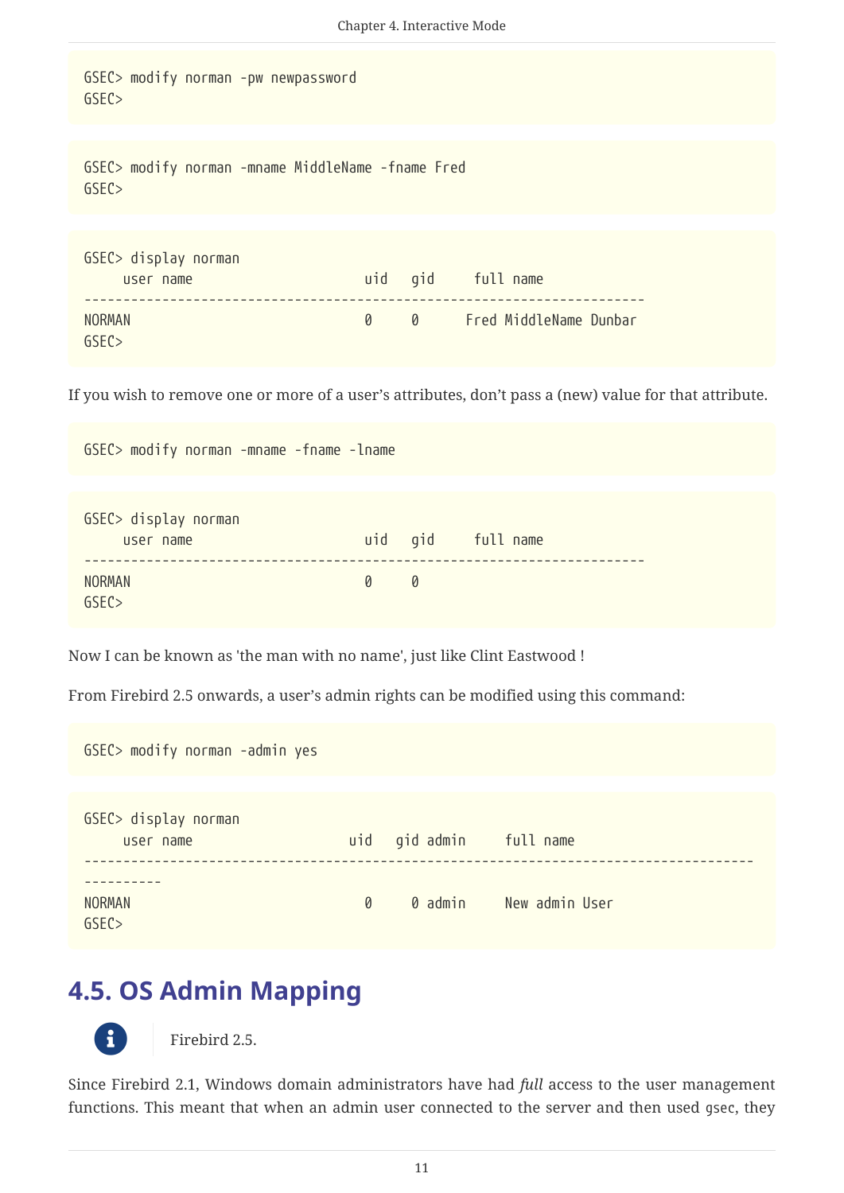```
GSEC> modify norman -pw newpassword
GSEC>
```

```
GSEC> modify norman -mname MiddleName -fname Fred
GSEC>
```

```
GSEC> display norman
     user name                    uid   gid     full name
------------------------------------------------------------------------
NORMAN                            0     0      Fred MiddleName Dunbar
GSEC>
```

If you wish to remove one or more of a user's attributes, don't pass a (new) value for that attribute.

```
GSEC> modify norman -mname -fname -lname
```

```
GSEC> display norman
     user name                    uid   gid     full name
------------------------------------------------------------------------
NORMAN                            0     0
GSEC>
```

Now I can be known as 'the man with no name', just like Clint Eastwood !

From Firebird 2.5 onwards, a user's admin rights can be modified using this command:

```
GSEC> modify norman -admin yes
```

```
GSEC> display norman
     user name                  uid   gid admin     full name
--------------------------------------------------------------------------------------
----------
NORMAN                            0     0 admin     New admin User
GSEC>
```

## 4.5. OS Admin Mapping

> Firebird 2.5.

Since Firebird 2.1, Windows domain administrators have had *full* access to the user management functions. This meant that when an admin user connected to the server and then used `gsec`, they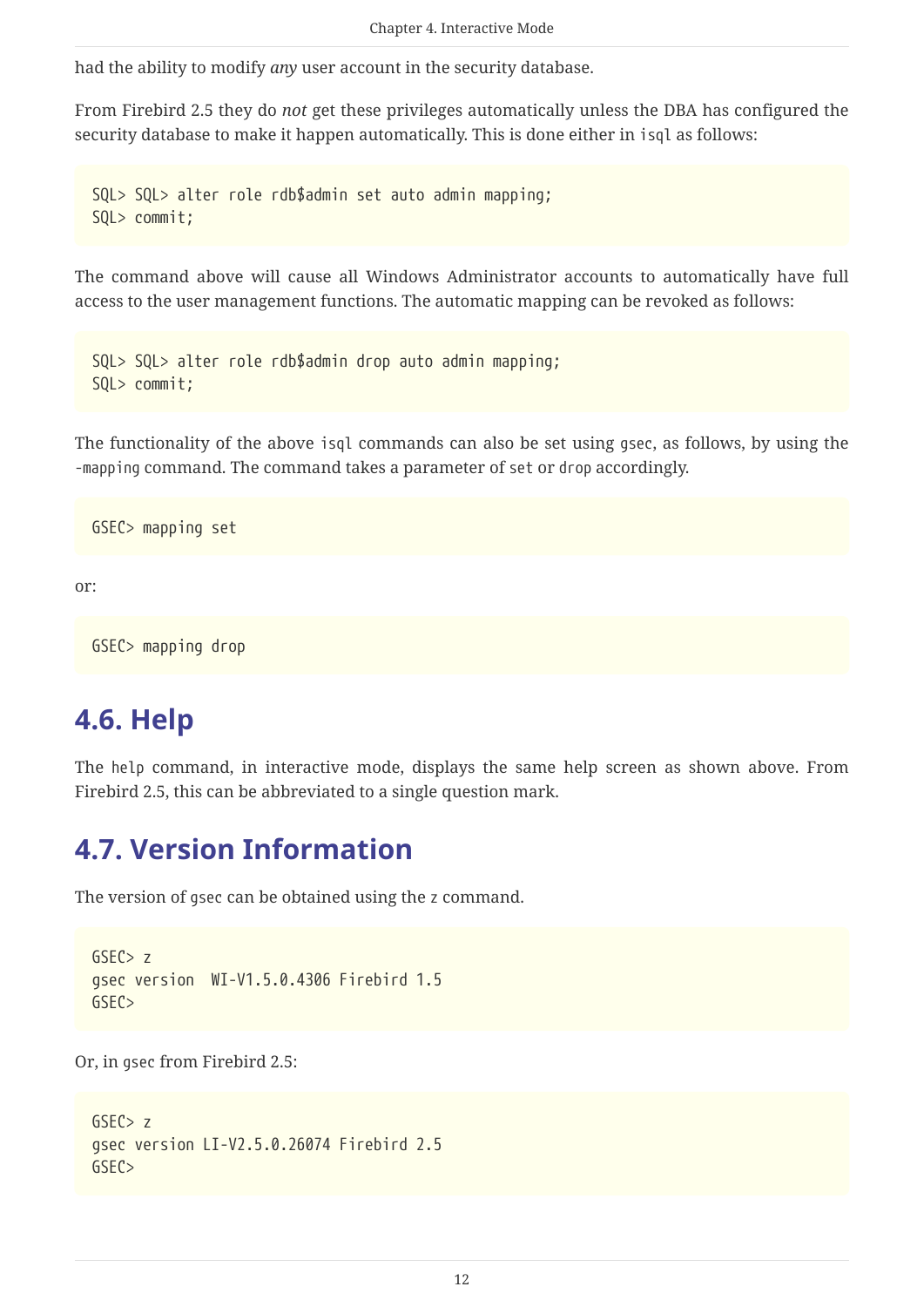had the ability to modify *any* user account in the security database.

From Firebird 2.5 they do *not* get these privileges automatically unless the DBA has configured the security database to make it happen automatically. This is done either in isql as follows:

```
SQL> SQL> alter role rdb$admin set auto admin mapping;
SQL> commit;
```

The command above will cause all Windows Administrator accounts to automatically have full access to the user management functions. The automatic mapping can be revoked as follows:

```
SQL> SQL> alter role rdb$admin drop auto admin mapping;
SQL> commit;
```

The functionality of the above isql commands can also be set using gsec, as follows, by using the -mapping command. The command takes a parameter of set or drop accordingly.

```
GSEC> mapping set
```

or:

```
GSEC> mapping drop
```

## 4.6. Help

The help command, in interactive mode, displays the same help screen as shown above. From Firebird 2.5, this can be abbreviated to a single question mark.

## 4.7. Version Information

The version of gsec can be obtained using the z command.

```
GSEC> z
gsec version  WI-V1.5.0.4306 Firebird 1.5
GSEC>
```

Or, in gsec from Firebird 2.5:

```
GSEC> z
gsec version LI-V2.5.0.26074 Firebird 2.5
GSEC>
```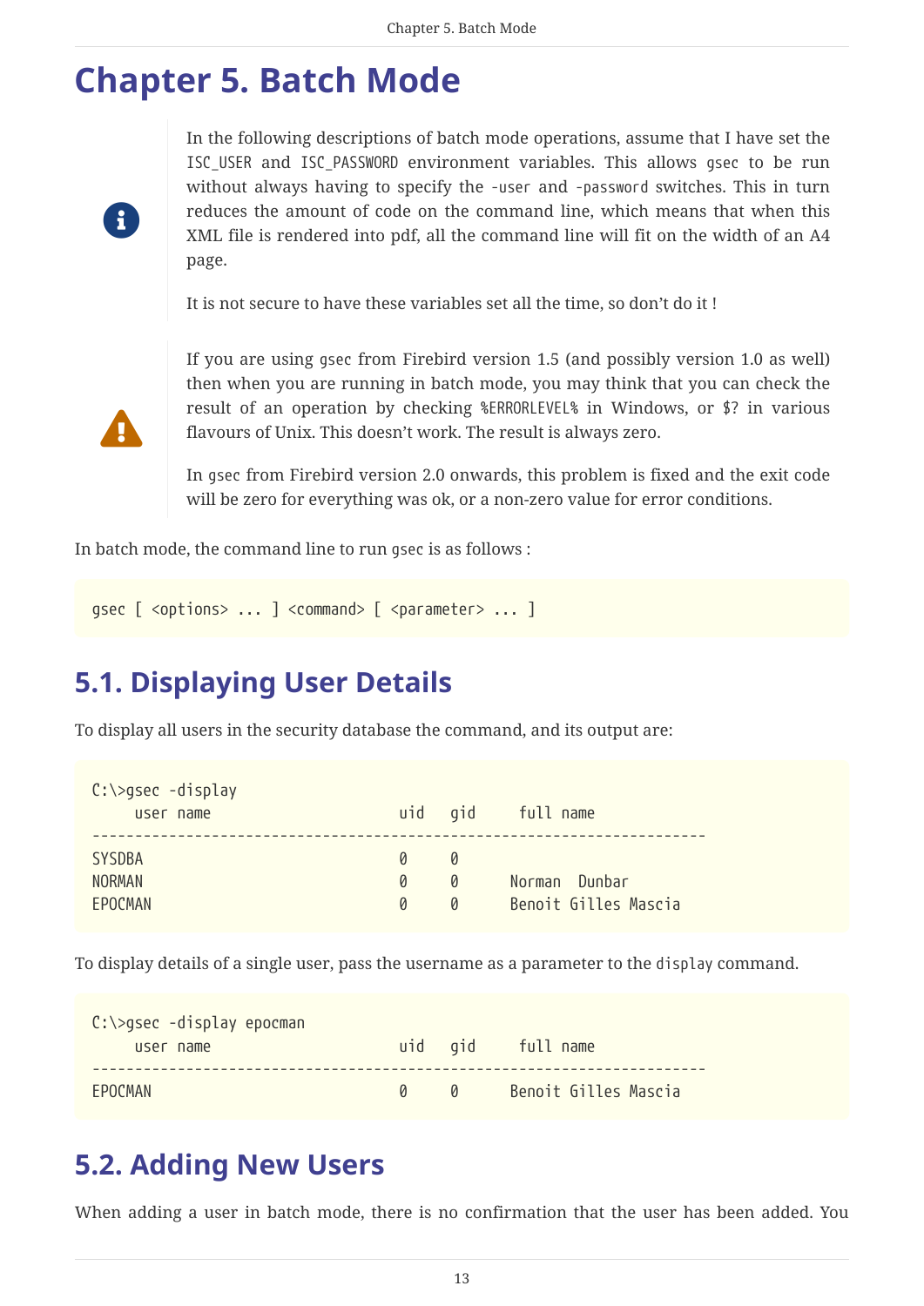# Chapter 5. Batch Mode

> In the following descriptions of batch mode operations, assume that I have set the ISC_USER and ISC_PASSWORD environment variables. This allows gsec to be run without always having to specify the -user and -password switches. This in turn reduces the amount of code on the command line, which means that when this XML file is rendered into pdf, all the command line will fit on the width of an A4 page.
>
> It is not secure to have these variables set all the time, so don't do it !

> If you are using gsec from Firebird version 1.5 (and possibly version 1.0 as well) then when you are running in batch mode, you may think that you can check the result of an operation by checking %ERRORLEVEL% in Windows, or $? in various flavours of Unix. This doesn't work. The result is always zero.
>
> In gsec from Firebird version 2.0 onwards, this problem is fixed and the exit code will be zero for everything was ok, or a non-zero value for error conditions.

In batch mode, the command line to run gsec is as follows :

```
gsec [ <options> ... ] <command> [ <parameter> ... ]
```

## 5.1. Displaying User Details

To display all users in the security database the command, and its output are:

```
C:\>gsec -display
     user name                    uid   gid     full name
------------------------------------------------------------------------
SYSDBA                             0     0
NORMAN                             0     0     Norman  Dunbar
EPOCMAN                            0     0     Benoit Gilles Mascia
```

To display details of a single user, pass the username as a parameter to the display command.

```
C:\>gsec -display epocman
     user name                    uid   gid     full name
------------------------------------------------------------------------
EPOCMAN                            0     0     Benoit Gilles Mascia
```

## 5.2. Adding New Users

When adding a user in batch mode, there is no confirmation that the user has been added. You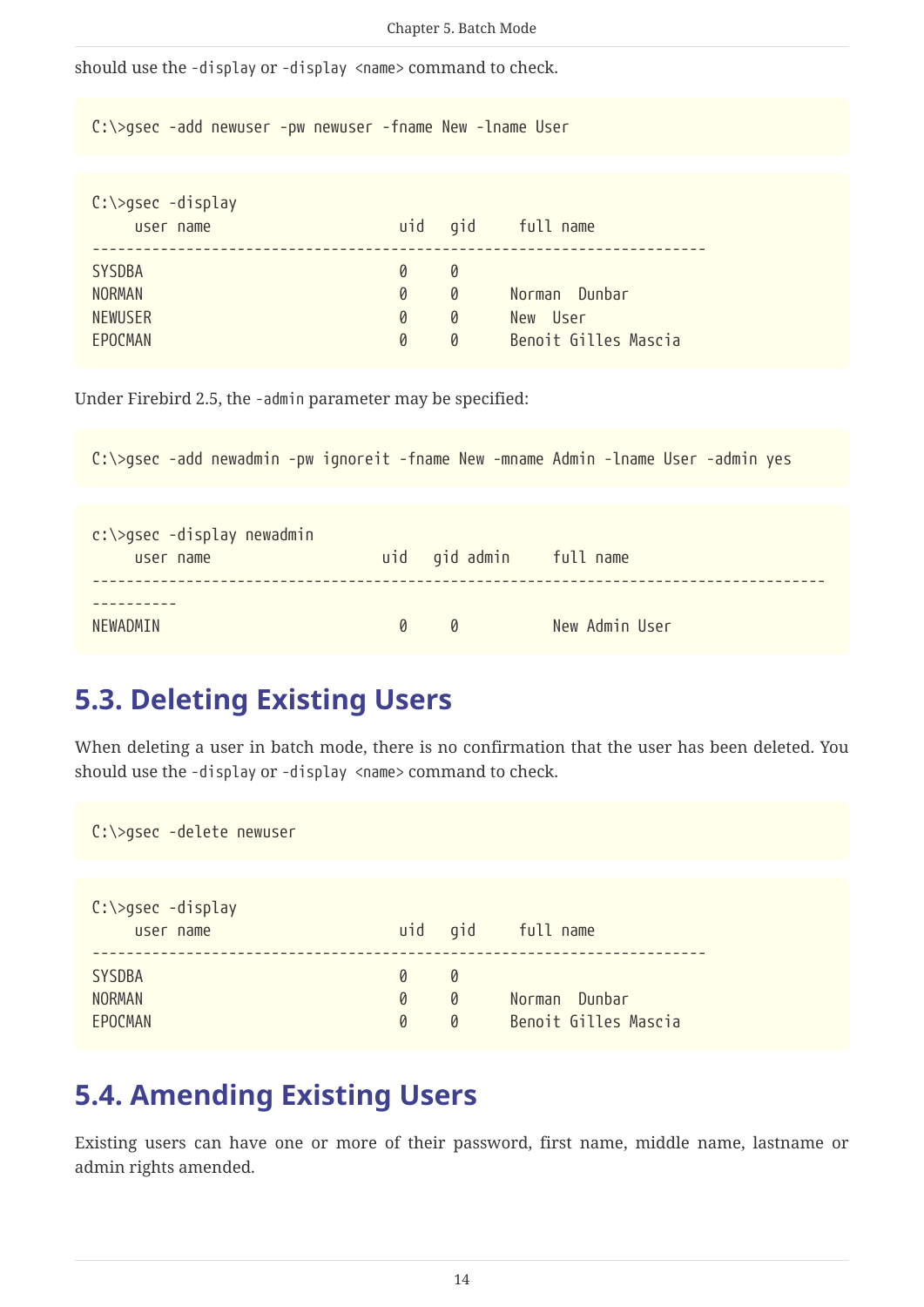should use the -display or -display <name> command to check.

```
C:\>gsec -add newuser -pw newuser -fname New -lname User
```

```
C:\>gsec -display
     user name                    uid   gid     full name
------------------------------------------------------------------------
SYSDBA                            0     0
NORMAN                            0     0      Norman  Dunbar
NEWUSER                           0     0      New  User
EPOCMAN                           0     0      Benoit Gilles Mascia
```

Under Firebird 2.5, the -admin parameter may be specified:

```
C:\>gsec -add newadmin -pw ignoreit -fname New -mname Admin -lname User -admin yes
```

```
c:\>gsec -display newadmin
     user name                  uid   gid admin     full name
--------------------------------------------------------------------------------------
----------
NEWADMIN                          0     0           New Admin User
```

## 5.3. Deleting Existing Users

When deleting a user in batch mode, there is no confirmation that the user has been deleted. You should use the -display or -display <name> command to check.

```
C:\>gsec -delete newuser
```

```
C:\>gsec -display
     user name                    uid   gid     full name
------------------------------------------------------------------------
SYSDBA                            0     0
NORMAN                            0     0      Norman  Dunbar
EPOCMAN                           0     0      Benoit Gilles Mascia
```

## 5.4. Amending Existing Users

Existing users can have one or more of their password, first name, middle name, lastname or admin rights amended.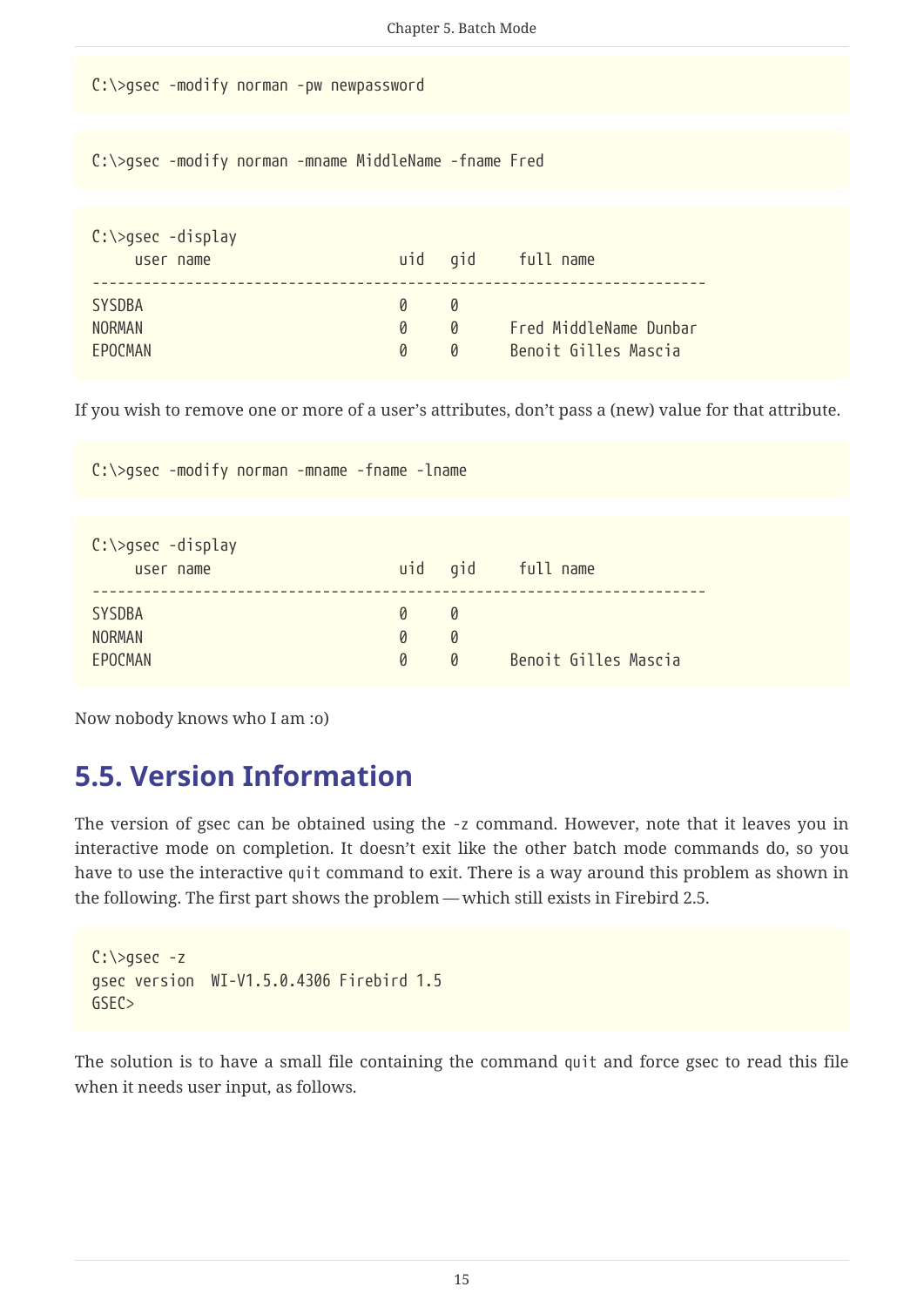```
C:\>gsec -modify norman -pw newpassword
```

```
C:\>gsec -modify norman -mname MiddleName -fname Fred
```

```
C:\>gsec -display
     user name                     uid   gid     full name
------------------------------------------------------------------------
SYSDBA                             0     0
NORMAN                             0     0      Fred MiddleName Dunbar
EPOCMAN                            0     0      Benoit Gilles Mascia
```

If you wish to remove one or more of a user's attributes, don't pass a (new) value for that attribute.

```
C:\>gsec -modify norman -mname -fname -lname
```

```
C:\>gsec -display
     user name                     uid   gid     full name
------------------------------------------------------------------------
SYSDBA                             0     0
NORMAN                             0     0
EPOCMAN                            0     0      Benoit Gilles Mascia
```

Now nobody knows who I am :o)

## 5.5. Version Information

The version of gsec can be obtained using the `-z` command. However, note that it leaves you in interactive mode on completion. It doesn't exit like the other batch mode commands do, so you have to use the interactive `quit` command to exit. There is a way around this problem as shown in the following. The first part shows the problem — which still exists in Firebird 2.5.

```
C:\>gsec -z
gsec version  WI-V1.5.0.4306 Firebird 1.5
GSEC>
```

The solution is to have a small file containing the command `quit` and force gsec to read this file when it needs user input, as follows.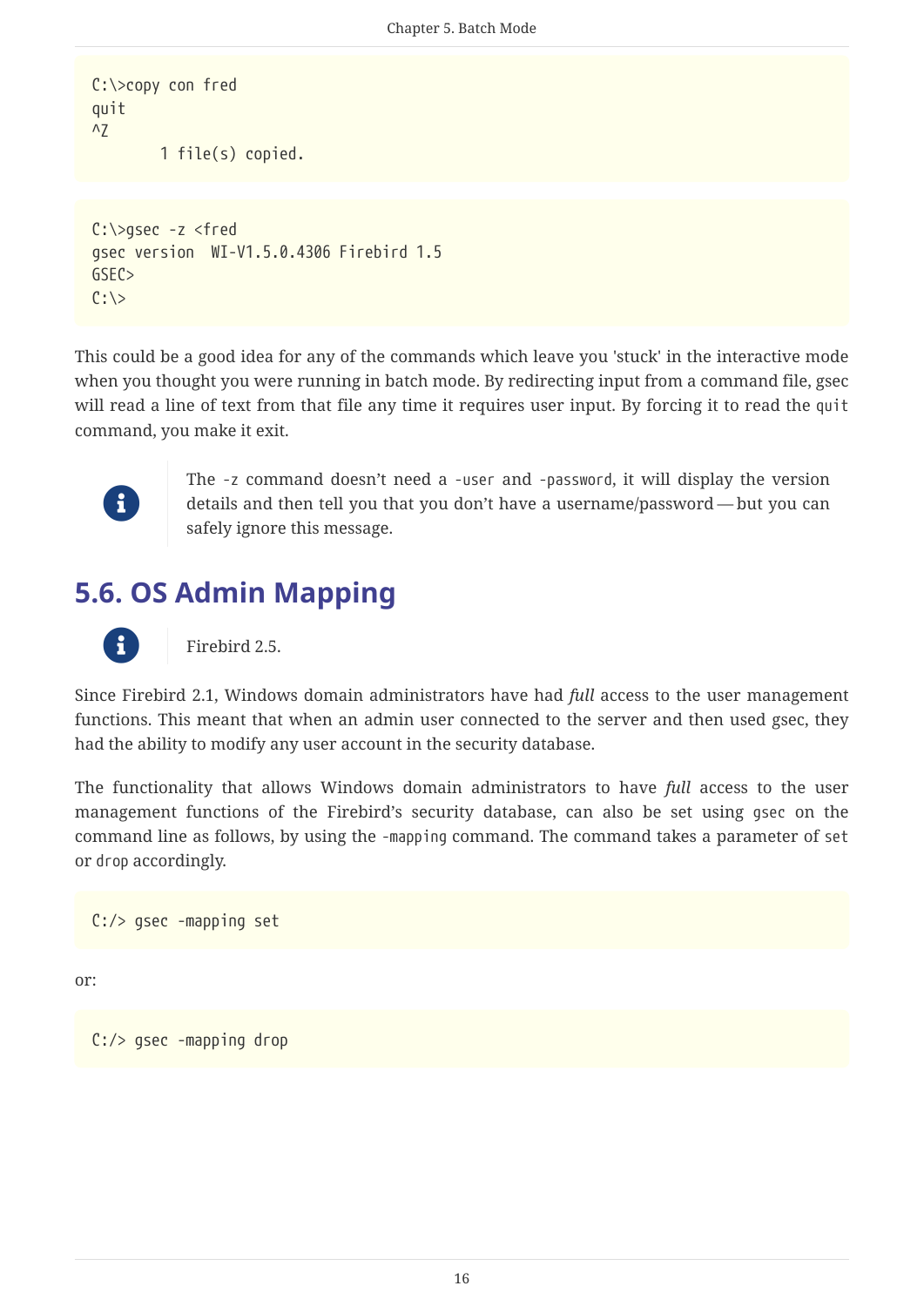```
C:\>copy con fred
quit
^Z
        1 file(s) copied.
```

```
C:\>gsec -z <fred
gsec version  WI-V1.5.0.4306 Firebird 1.5
GSEC>
C:\>
```

This could be a good idea for any of the commands which leave you 'stuck' in the interactive mode when you thought you were running in batch mode. By redirecting input from a command file, gsec will read a line of text from that file any time it requires user input. By forcing it to read the `quit` command, you make it exit.

> The `-z` command doesn't need a `-user` and `-password`, it will display the version details and then tell you that you don't have a username/password — but you can safely ignore this message.

## 5.6. OS Admin Mapping

> Firebird 2.5.

Since Firebird 2.1, Windows domain administrators have had *full* access to the user management functions. This meant that when an admin user connected to the server and then used gsec, they had the ability to modify any user account in the security database.

The functionality that allows Windows domain administrators to have *full* access to the user management functions of the Firebird's security database, can also be set using `gsec` on the command line as follows, by using the `-mapping` command. The command takes a parameter of `set` or `drop` accordingly.

```
C:/> gsec -mapping set
```

or:

```
C:/> gsec -mapping drop
```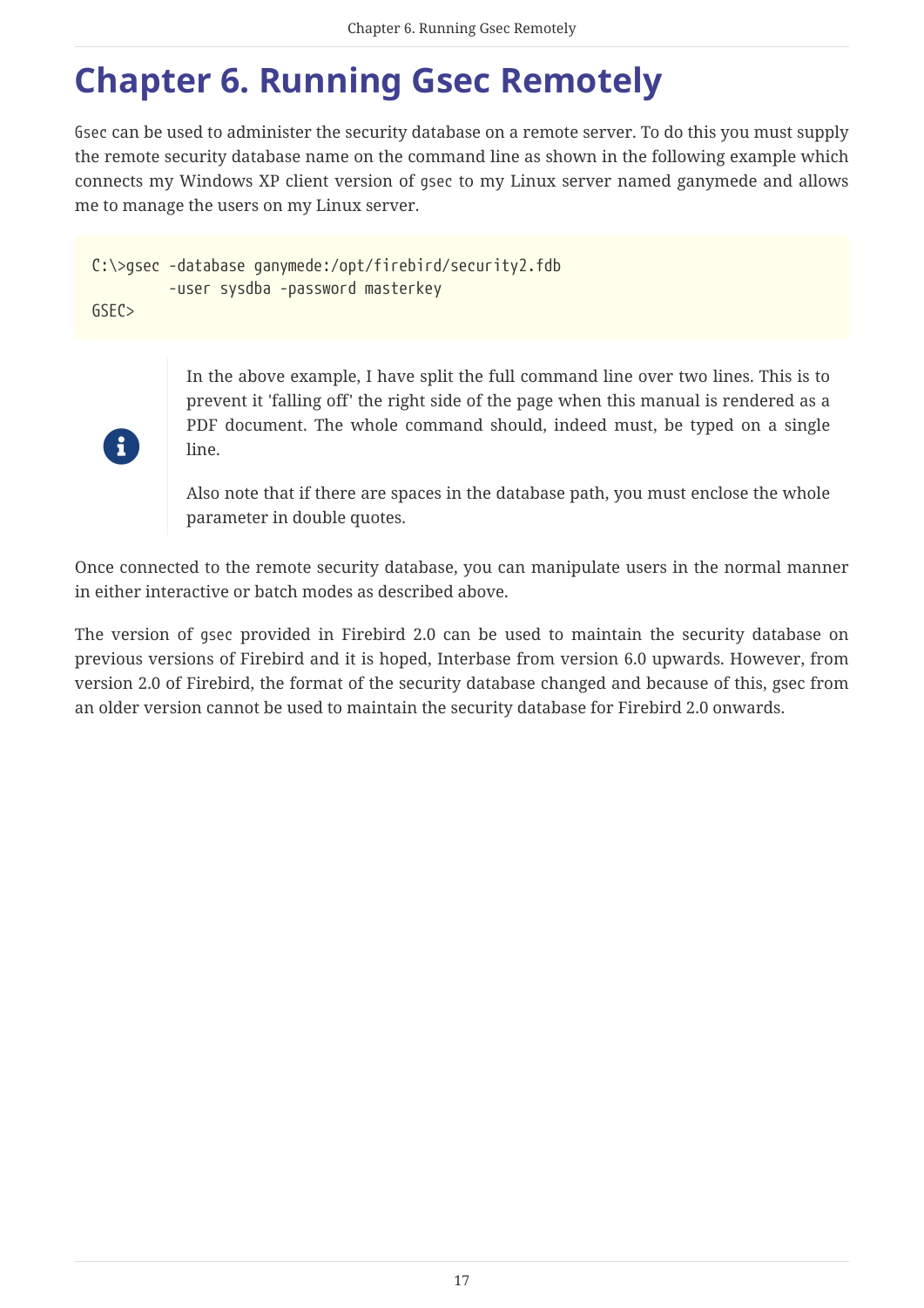# Chapter 6. Running Gsec Remotely

`Gsec` can be used to administer the security database on a remote server. To do this you must supply the remote security database name on the command line as shown in the following example which connects my Windows XP client version of `gsec` to my Linux server named ganymede and allows me to manage the users on my Linux server.

```
C:\>gsec -database ganymede:/opt/firebird/security2.fdb
         -user sysdba -password masterkey
GSEC>
```

> In the above example, I have split the full command line over two lines. This is to prevent it 'falling off' the right side of the page when this manual is rendered as a PDF document. The whole command should, indeed must, be typed on a single line.
>
> Also note that if there are spaces in the database path, you must enclose the whole parameter in double quotes.

Once connected to the remote security database, you can manipulate users in the normal manner in either interactive or batch modes as described above.

The version of `gsec` provided in Firebird 2.0 can be used to maintain the security database on previous versions of Firebird and it is hoped, Interbase from version 6.0 upwards. However, from version 2.0 of Firebird, the format of the security database changed and because of this, gsec from an older version cannot be used to maintain the security database for Firebird 2.0 onwards.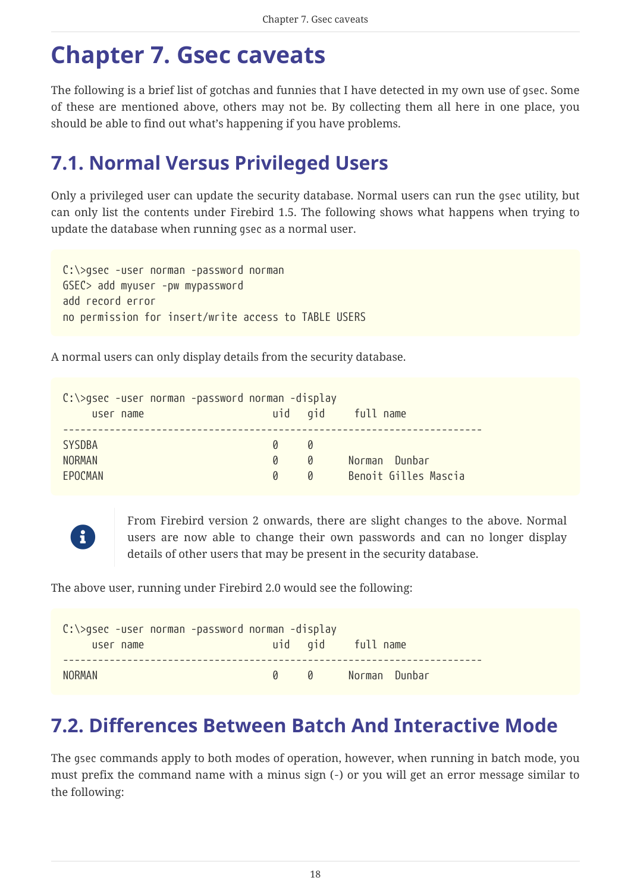# Chapter 7. Gsec caveats

The following is a brief list of gotchas and funnies that I have detected in my own use of gsec. Some of these are mentioned above, others may not be. By collecting them all here in one place, you should be able to find out what's happening if you have problems.

## 7.1. Normal Versus Privileged Users

Only a privileged user can update the security database. Normal users can run the gsec utility, but can only list the contents under Firebird 1.5. The following shows what happens when trying to update the database when running gsec as a normal user.

```
C:\>gsec -user norman -password norman
GSEC> add myuser -pw mypassword
add record error
no permission for insert/write access to TABLE USERS
```

A normal users can only display details from the security database.

```
C:\>gsec -user norman -password norman -display
     user name                    uid   gid     full name
------------------------------------------------------------------------
SYSDBA                             0     0
NORMAN                             0     0     Norman  Dunbar
EPOCMAN                            0     0     Benoit Gilles Mascia
```

> From Firebird version 2 onwards, there are slight changes to the above. Normal users are now able to change their own passwords and can no longer display details of other users that may be present in the security database.

The above user, running under Firebird 2.0 would see the following:

```
C:\>gsec -user norman -password norman -display
     user name                    uid   gid     full name
------------------------------------------------------------------------
NORMAN                             0     0     Norman  Dunbar
```

## 7.2. Differences Between Batch And Interactive Mode

The gsec commands apply to both modes of operation, however, when running in batch mode, you must prefix the command name with a minus sign (-) or you will get an error message similar to the following: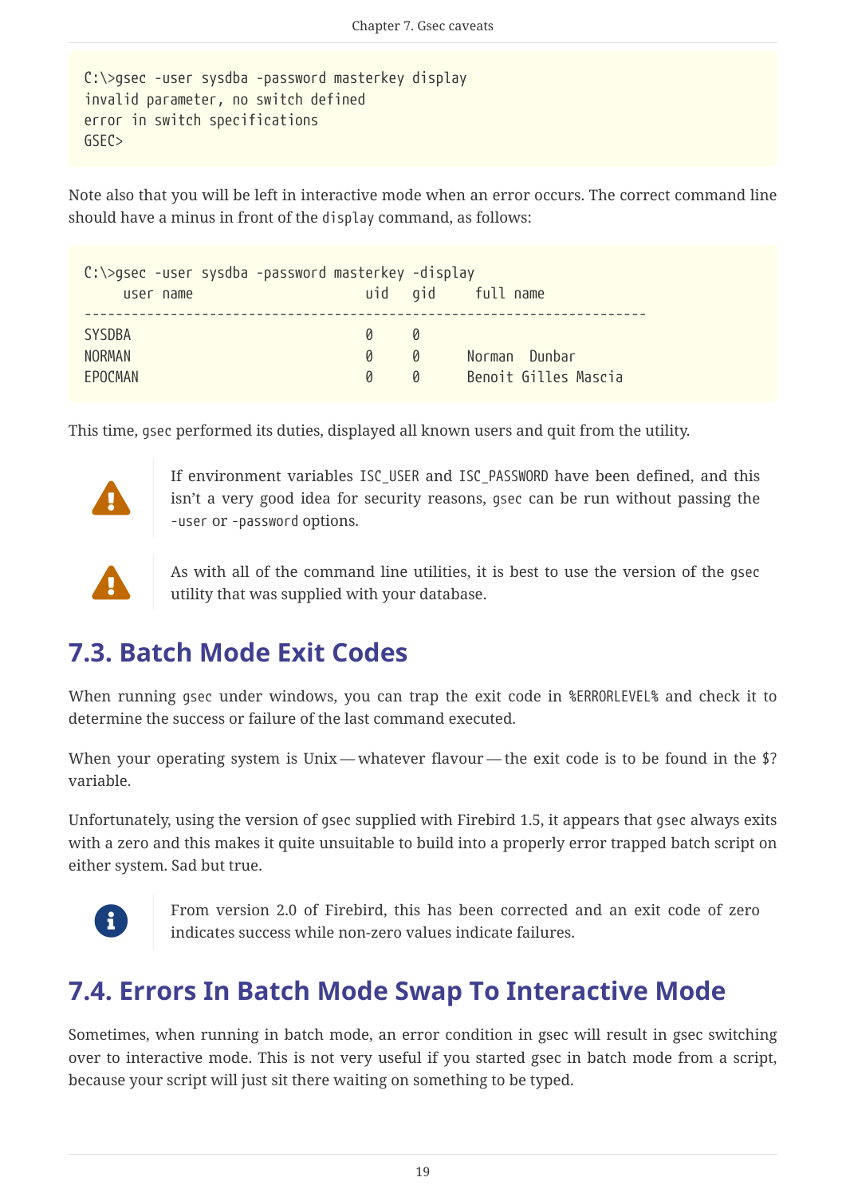```
C:\>gsec -user sysdba -password masterkey display
invalid parameter, no switch defined
error in switch specifications
GSEC>
```

Note also that you will be left in interactive mode when an error occurs. The correct command line should have a minus in front of the `display` command, as follows:

```
C:\>gsec -user sysdba -password masterkey -display
     user name                    uid   gid     full name
------------------------------------------------------------------------
SYSDBA                            0     0
NORMAN                            0     0      Norman  Dunbar
EPOCMAN                           0     0      Benoit Gilles Mascia
```

This time, `gsec` performed its duties, displayed all known users and quit from the utility.

> If environment variables `ISC_USER` and `ISC_PASSWORD` have been defined, and this isn't a very good idea for security reasons, `gsec` can be run without passing the `-user` or `-password` options.

> As with all of the command line utilities, it is best to use the version of the `gsec` utility that was supplied with your database.

## 7.3. Batch Mode Exit Codes

When running `gsec` under windows, you can trap the exit code in `%ERRORLEVEL%` and check it to determine the success or failure of the last command executed.

When your operating system is Unix — whatever flavour — the exit code is to be found in the `$?` variable.

Unfortunately, using the version of `gsec` supplied with Firebird 1.5, it appears that `gsec` always exits with a zero and this makes it quite unsuitable to build into a properly error trapped batch script on either system. Sad but true.

> From version 2.0 of Firebird, this has been corrected and an exit code of zero indicates success while non-zero values indicate failures.

## 7.4. Errors In Batch Mode Swap To Interactive Mode

Sometimes, when running in batch mode, an error condition in gsec will result in gsec switching over to interactive mode. This is not very useful if you started gsec in batch mode from a script, because your script will just sit there waiting on something to be typed.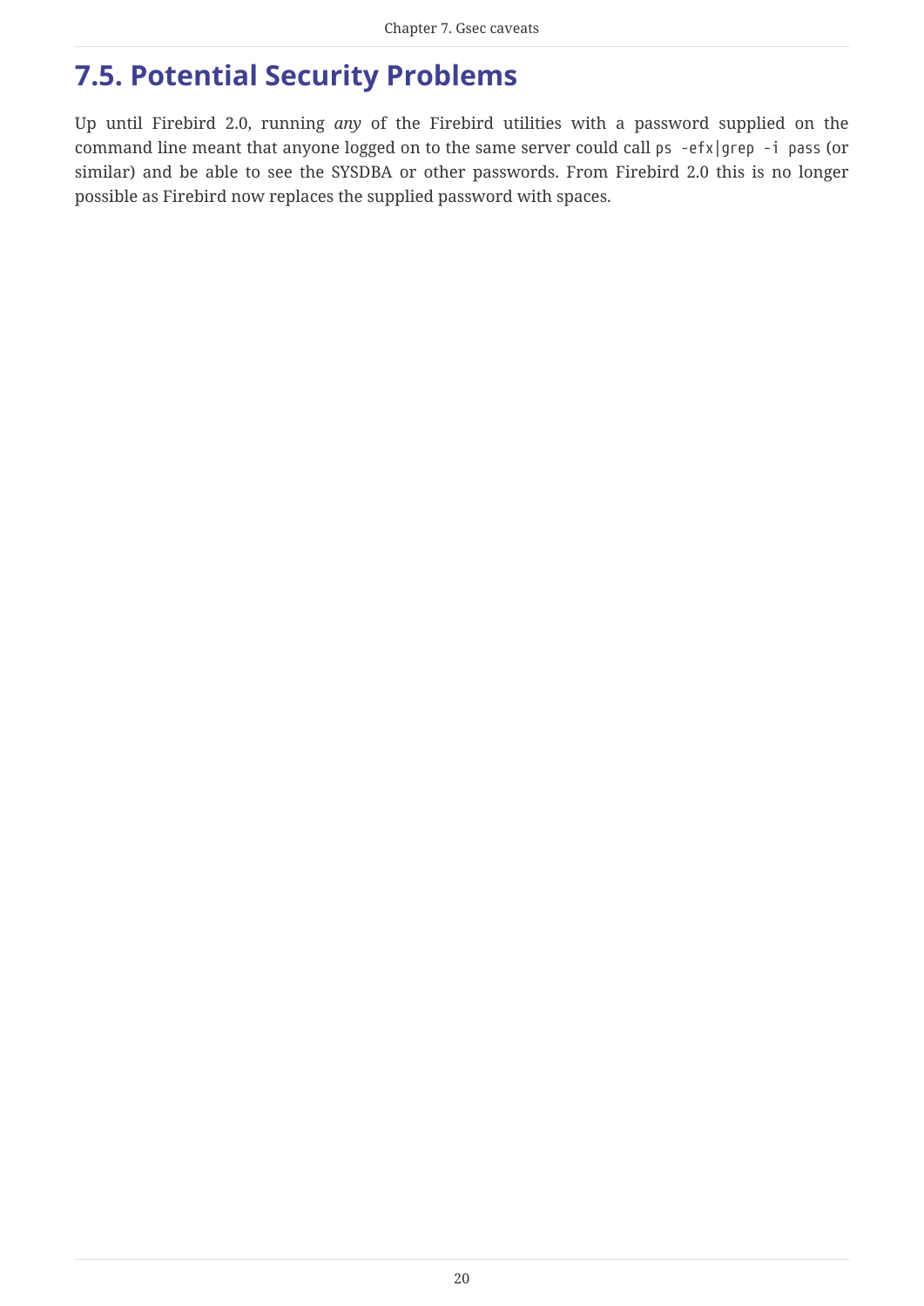## 7.5. Potential Security Problems

Up until Firebird 2.0, running *any* of the Firebird utilities with a password supplied on the command line meant that anyone logged on to the same server could call `ps -efx|grep -i pass` (or similar) and be able to see the SYSDBA or other passwords. From Firebird 2.0 this is no longer possible as Firebird now replaces the supplied password with spaces.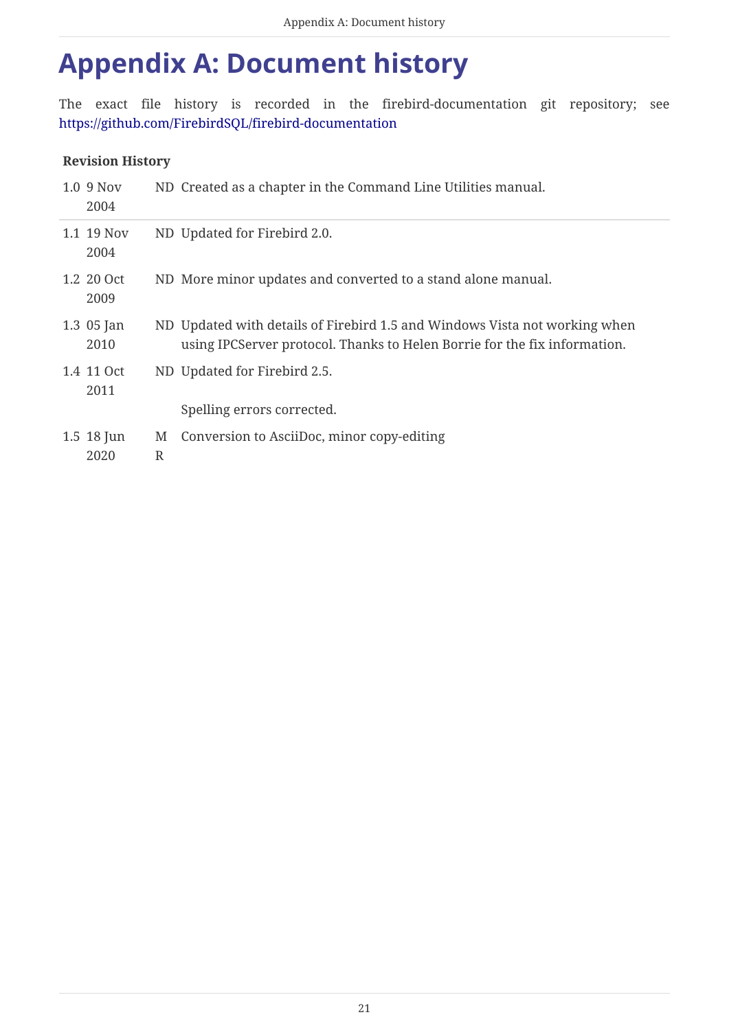# Appendix A: Document history

The exact file history is recorded in the firebird-documentation git repository; see https://github.com/FirebirdSQL/firebird-documentation

**Revision History**

| | | | |
|---|---|---|---|
| 1.0 | 9 Nov 2004 | ND | Created as a chapter in the Command Line Utilities manual. |
| 1.1 | 19 Nov 2004 | ND | Updated for Firebird 2.0. |
| 1.2 | 20 Oct 2009 | ND | More minor updates and converted to a stand alone manual. |
| 1.3 | 05 Jan 2010 | ND | Updated with details of Firebird 1.5 and Windows Vista not working when using IPCServer protocol. Thanks to Helen Borrie for the fix information. |
| 1.4 | 11 Oct 2011 | ND | Updated for Firebird 2.5.<br><br>Spelling errors corrected. |
| 1.5 | 18 Jun 2020 | MR | Conversion to AsciiDoc, minor copy-editing |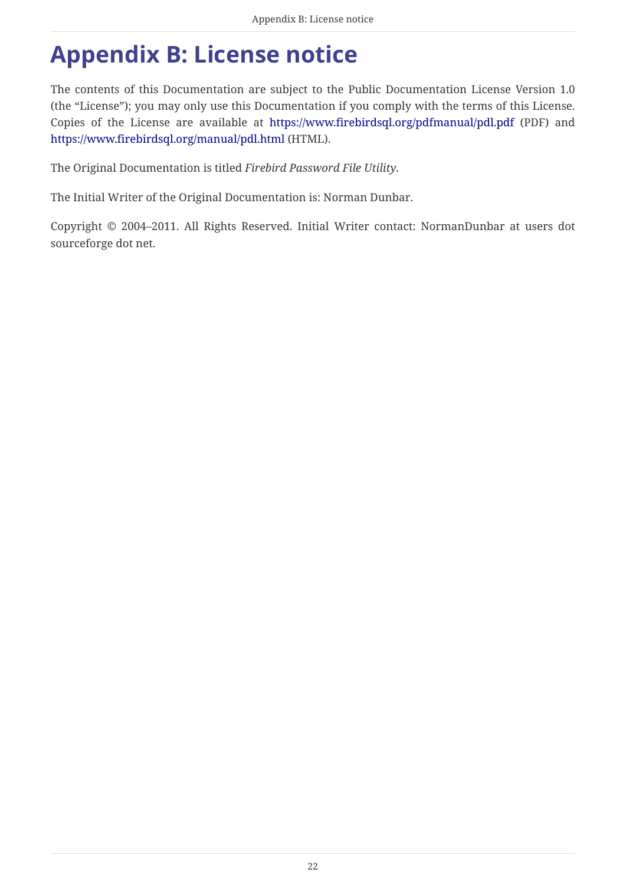# Appendix B: License notice

The contents of this Documentation are subject to the Public Documentation License Version 1.0 (the "License"); you may only use this Documentation if you comply with the terms of this License. Copies of the License are available at https://www.firebirdsql.org/pdfmanual/pdl.pdf (PDF) and https://www.firebirdsql.org/manual/pdl.html (HTML).

The Original Documentation is titled *Firebird Password File Utility*.

The Initial Writer of the Original Documentation is: Norman Dunbar.

Copyright © 2004–2011. All Rights Reserved. Initial Writer contact: NormanDunbar at users dot sourceforge dot net.